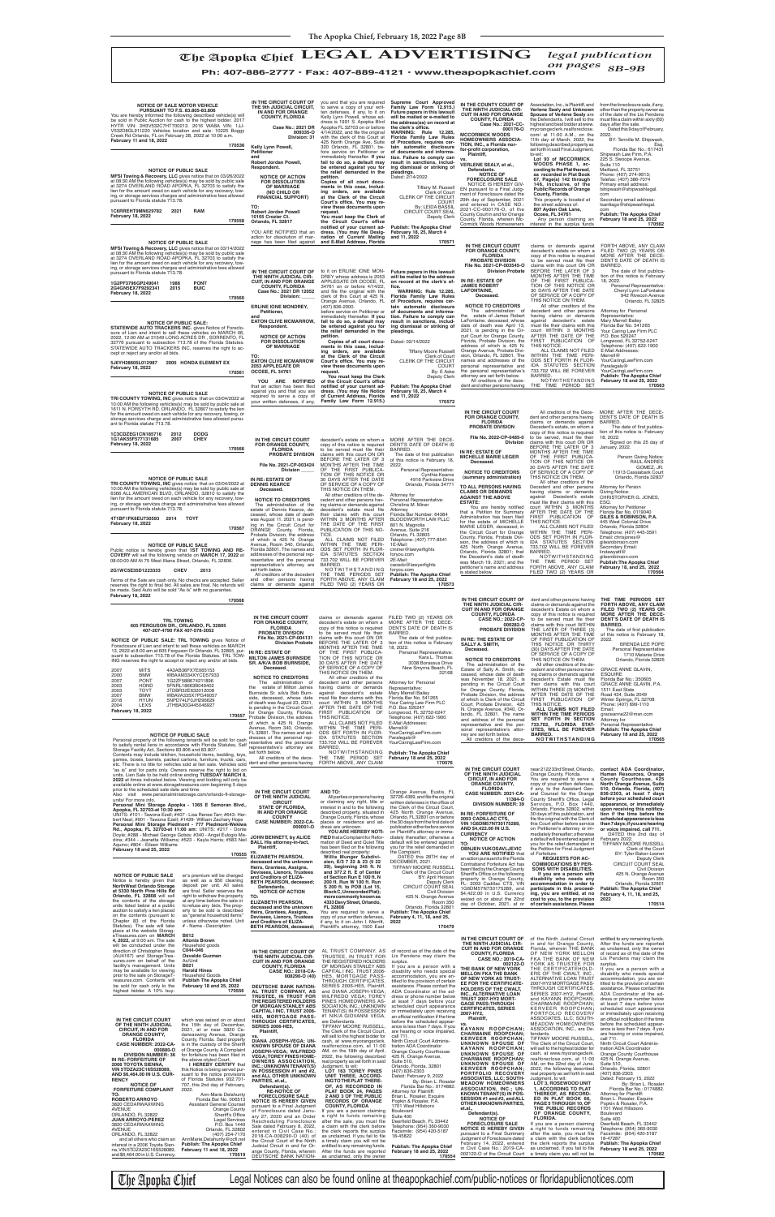# The Apopka Chief LEGAL ADVERTISING

*legal publication on pages 8B-9B*

Ph: 407-886-2777 · Fax: 407-889-4121 · www.theapopkachief.com

---

**NOTICE OF SALE MOTOR VEHICLE PURSUANT TO F.S. 83.805-83.806**

You are hereby informed the following described vehicle(s) will be sold in Public Auction for cash to the highest bidder. 2017 HYTR VIN: 3H3V532C7HT00213. 2016 WABA VIN: 1JJV532D6GL011220. Vehicles location and sale: 10225 Boggy Creek Rd Orlando, FL on February 26, 2022 at 10:00 a.m.

February 11 and 18, 2022

170536

---

**NOTICE OF PUBLIC SALE**

MFSI Towing & Recovery, LLC gives notice that on 03/26/2022 at 08:30 AM the following vehicles(s) may be sold by public sale at 3274 OVERLAND ROAD APOPKA, FL 32703 to satisfy the lien for the amount owed on each vehicle for any recovery, towing, or storage services charges and administrative fees allowed pursuant to Florida statute 713.78.

| | | |
|---|---|---|
| 1C6RREHT9NN629782 | 2021 | RAM |

February 18, 2022

170558

---

**NOTICE OF PUBLIC SALE**

MFSI Towing & Recovery, LLC gives notice that on 03/14/2022 at 08:30 AM the following vehicles(s) may be sold by public sale at 3274 OVERLAND ROAD APOPKA, FL 32703 to satisfy the lien for the amount owed on each vehicle for any recovery, towing, or storage services charges and administrative fees allowed pursuant to Florida statute 713.78.

| | | |
|---|---|---|
| 1G2PF37R6GP249041 | 1986 | PONT |
| 2G4GN5EX7F9292341 | 2015 | BUIC |

February 18, 2022

170560

---

**NOTICE OF PUBLIC SALE:**

STATEWIDE AUTO TRACKERS INC. gives Notice of Foreclosure of Lien and intent to sell these vehicles on MARCH 06, 2022, 12:00 AM at 31549 LONG ACRES DR , SORRENTO, FL 32776 pursuant to subsection 713.78 of the Florida Statutes. STATEWIDE AUTO TRACKERS INC. reserves the right to accept or reject any and/or all bids.

5J6YH28695L012987 2005 HONDA ELEMENT EX

February 18, 2022

170561

---

**NOTICE OF PUBLIC SALE**

TRI COUNTY TOWING, INC gives notice that on 03/04/2022 at 10:00 AM the following vehicles(s) may be sold by public sale at 1611 N. FORSYTH RD. ORLANDO, FL 32807 to satisfy the lien for the amount owed on each vehicle for any recovery, towing, or storage services charge and administrative fees allowed pursuant to Florida statute 713.78.

| | | |
|---|---|---|
| 1C3CDZEG1CN185716 | 2012 | DODG |
| 1G1AK55F977131685 | 2007 | CHEV |

February 18, 2022

170566

---

**NOTICE OF PUBLIC SALE**

TRI COUNTY TOWING, INC gives notice that on 03/04/2022 at 10:00 AM the following vehicles(s) may be sold by public sale at 6366 ALL AMERICAN BLVD. ORLANDO, 32810 to satisfy the lien for the amount owed on each vehicle for any recovery, towing, or storage services charge and administrative fees allowed pursuant to Florida statute 713.78.

| | | |
|---|---|---|
| 4T1BF1FK6EU730593 | 2014 | TOYT |

February 18, 2022

170567

---

**NOTICE OF PUBLIC SALE**

Public notice is hereby given that **1ST TOWING AND RECOVERY** will sell the following vehicle on **MARCH 17, 2022** at 08:00:00 AM At 75 West Illiana Street, Orlando, FL 32806.

| | | |
|---|---|---|
| 2G1WC5E35D1223333 | CHEV | 2013 |

Terms of the Sale are cash only. No checks are accepted. Seller reserves the right to final bid. All sales are final. No refunds will be made. Said Auto will be sold "As Is" with no guarantee.

February 18, 2022

170568

---

**TRL TOWING**
**605 FERGUSON DR., ORLANDO, FL 32805**
**407-207-4790 FAX 407-578-3052**

**NOTICE OF PUBLIC SALE: TRL TOWING** gives Notice of Foreclosure of Lien and intent to sell these vehicles on MARCH 13, 2022 at 8:00 am at 605 Ferguson Dr Orlando, FL 32805, pursuant to subsection 713.78 of the Florida Statutes. TRL TOWING reserves the right to accept or reject any and/or all bids.

| | | |
|---|---|---|
| 2007 | MITS | 4A3AB36FX7E065153 |
| 2000 | BMW | WBAAM334XYCD57933 |
| 2007 | PONT | 1G2ZF58B874211896 |
| 2003 | HOND | 5FNRL18663B049402 |
| 2006 | TOYT | JTDBR32E630312006 |
| 2007 | BMW | WBAVA335X7PG49057 |
| 2018 | HYUN | 5NPD74LF0JH296629 |
| 2004 | LEXS | JTHBA30G445046927 |

February 18, 2022

170557

---

**NOTICE OF PUBLIC SALE**

Personal property of the following tenants will be sold for cash to satisfy rental liens in accordance with Florida Statutes, Self Storage Facility Act, Sections 83.806 and 83.807.

Contents may include kitchen, household items, bedding, toys, games, boxes, barrels, packed cartons, furniture, trucks, cars, etc. There is no title for vehicles sold at lien sale. Vehicles sold "as is" and for parts only. Owners reserve the right to bid on units. Lien Sale to be held online ending **TUESDAY MARCH 8, 2022** at times indicated below. Viewing and bidding will only be available online at www.storagetreasures.com beginning 5 days prior to the scheduled sale date and time.

Also visit www.personalministoragefl.com/orlando-fl-storage-units/ For more info.

**Personal Mini Storage Apopka - 1365 E Semoran Blvd., Apopka, FL 32703-at 10:30 am:** UNITS: #101 - Tawana Exell; #407 - Lisa Renee Tarr; #643 - Herbert Neal; #901 - Tawana Exell; #1429 - William Zachary Hope
**Personal Mini Storage Piedmont - 777 Piedmont-Wekiwa Rd., Apopka, FL 32703-at 11:00 am:** UNITS: #217 - Donte Doyle; #288 - Michael George Golas; #340 - Angel Eulogio Medina; #544 - Jeanetta Williams; #523 - Kayla Harris; #583 Neil Aquino; #904 - Eileen Williams

February 18 and 25, 2022

170555

---

**NOTICE OF PUBLIC SALE**

Notice is hereby given that **NorthWest Orlando Storage at 5330 North Pine Hills Rd Orlando, FL 32808** will sell the contents of the storage units listed below at a public auction to satisfy a lien placed on the contents (pursuant to Chapter 83 of the Florida Statutes). The sale will take place at the website StorageTreasures.com on **MARCH 4, 2022**, at 9:00 am. The sale will be conducted under the direction of Christopher Rosa (AU4167) and StorageTreasures.com on behalf of the facility's management. Units may be available for viewing prior to the sale on StorageTreasures.com. Contents will be sold for cash only to the highest bidder. A 10% buyer's premium will be charged as well as a $50 cleaning deposit per unit. All sales are final. Seller reserves the right to withdraw the property at any time before the sale or to refuse any bids. The property to be sold is described as "general household items" unless otherwise noted. Unit # - Name - Description:

**B102**
**Altonia Brown**
Household goods
**C044-046**
**Osvaldo Guzman**
Air/Unit
**B021**
**Harold Hines**
Household Goods

**Publish The Apopka Chief February 18 and 25, 2022**

170556

---

IN THE CIRCUIT COURT OF THE NINTH JUDICIAL CIRCUIT, IN AND FOR ORANGE COUNTY, FLORIDA

**CASE NUMBER: 2022-CA-000880-O**
**DIVISION NUMBER: 36**

**IN RE: FORFEITURE OF 2006 TOYOTA SIENNA, VIN 5TDZA23C16S528089, AND $6,464.00 IN U.S. CURRENCY**

**NOTICE OF FORFEITURE COMPLAINT**

TO:
ROBERTO ARROYO
3820 CEDARWAXWING AVENUE
ORLANDO, FL 32822
JUAN ARROYO-PEREZ
3820 CEDARWAXWING AVENUE
ORLANDO, FL 32822

and all others who claim an interest in a 2006 Toyota Sienna, VIN 5TDZA23C16S528089, and $6,464.00 in U.S. Currency, which was seized on or about the 15th day of December, 2021, at or near 3820 Cedarwaxwing Avenue, Orange County, Florida. Said property is in the custody of the Sheriff of Orange County. A Complaint for forfeiture has been filed in the above-styled Court.

**I HEREBY CERTIFY** that this Notice is being served pursuant to the notice provisions of Florida Statutes 932.701-707, this 2nd day of February, 2022.

Ann-Marie Delahunty
Florida Bar No. 006513
Assistant General Counsel
Orange County
Sheriff's Office
Legal Services
P.O. Box 1440
Orlando, FL 32802
(407) 254-7170
AnnMarie.Delahunty@ocfl.net

**Publish: The Apopka Chief February 11 and 18, 2022**

170519

---

IN THE CIRCUIT COURT OF THE 9th JUDICIAL CIRCUIT, IN AND FOR ORANGE COUNTY, FLORIDA

**Case No.: 2021 DR 009335-O**
**Division: 31**

**Kelly Lynn Powell,**
**Petitioner**
and
**Robert Jordan Powell,**
**Respondent.**

**NOTICE OF ACTION FOR DISSOLUTION OF MARRIAGE (NO CHILD OR FINANCIAL SUPPORT)**

TO:
**Robert Jordan Powell**
**10103 Crozier Ct.**
**Orlando, FL 32817**

YOU ARE NOTIFIED that an action for dissolution of marriage has been filed against you and that you are required to serve a copy of your written defenses, if any, to it on Kelly Lynn Powell, whose address is 1591 N. Apopka Blvd. Apopka FL 32703 on or before 4/14/2022, and file the original with the clerk of this Court at 425 North Orange Ave. Suite 320 Orlando, FL 32801, before service on Petitioner or immediately thereafter. **If you fail to do so, a default may be entered against you for the relief demanded in the petition.**

**Copies of all court documents in this case, including orders, are available at the Clerk of the Circuit Court's office. You may review these documents upon request.**

**You must keep the Clerk of the Circuit Court's office notified of your current address. (You may file Designation of Current Mailing and E-Mail Address, Florida Supreme Court Approved Family Law Form 12.915.) Future papers in this lawsuit will be mailed or e-mailed to the address(es) on record at the clerk's office.**

**WARNING: Rule 12.285, Florida Family Law Rules of Procedure, requires certain automatic disclosure of documents and information. Failure to comply can result in sanctions, including dismissal or striking of pleadings.**

Dated: 2/14/2022

Tiffany M. Russell
Clerk of Court
CLERK OF THE CIRCUIT COURT
By: LEIDA BASSIL
CIRCUIT COURT SEAL
Deputy Clerk

**Publish: The Apopka Chief February 18, 25, March 4 and 11, 2022**

170571

---

IN THE CIRCUIT COURT OF THE NINTH JUDICIAL CIRCUIT, IN AND FOR ORANGE COUNTY, FLORIDA

**Case No.: 2021 DR 10822**
**Division:**

**ERLINE IONE MONDREY,**
**Petitioner,**
and
**EATON CLIVE MCMARROW,**
**Respondent.**

**NOTICE OF ACTION FOR DISSOLUTION OF MARRIAGE**

TO:
**EATON CLIVE MCMARROW**
**2053 APPLEGATE DR**
**OCOEE, FL 34761**

**YOU ARE NOTIFIED** that an action has been filed against you and that you are required to serve a copy of your written defenses, if any, to it on ERLINE IONE MONDREY whose address is 2053 APPLEGATE DR OCOEE, FL 34761 on or before 4/14/22, and file the original with the clerk of this Court at 425 N Orange Avenue, Orlando, FL (407) 836-2000 before service on Petitioner or immediately thereafter. **If you fail to do so, a default may be entered against you for the relief demanded in the petition.**

**Copies of all court documents in this case, including orders, are available at the Clerk of the Circuit Court's office. You may review these documents upon request.**

**You must keep the Clerk of the Circuit Court's office notified of your current address. (You may file Designation of Current Mailing and E-Mail Address, Florida Supreme Court Approved Family Law Form 12.915.) Future papers in this lawsuit will be mailed to the address on record at the clerk's office.**

**WARNING: Rule 12.285, Florida Family Law Rules of Procedure, requires certain automatic disclosure of documents and information. Failure to comply can result in sanctions, including dismissal or striking of pleadings.**

Dated: 02/14/2022

Tiffany Moore Russell
Clerk of Court
CLERK OF THE CIRCUIT COURT
By: E Aske
Deputy Clerk

**Publish: The Apopka Chief February 18, 25, March 4 and 11, 2022**

170572

---

IN THE CIRCUIT COURT FOR ORANGE COUNTY, FLORIDA PROBATE DIVISION

**File No. 2021-CP-003424**
**Division ____**

**IN RE: ESTATE OF DENNIS KEARCE**
**Deceased.**

**NOTICE TO CREDITORS**

The administration of the estate of Dennis Kearce, deceased, whose date of death was August 11, 2021, is pending in the Circuit Court for ORANGE County, Florida, Probate Division, the address of which is 425 N. Orange Avenue, Room 340, Orlando, Florida 32801. The names and addresses of the personal representative and the personal representative's attorney are set forth below.

All creditors of the decedent and other persons having claims or demands against decedent's estate on whom a copy of this notice is required to be served must file their claims with this court ON OR BEFORE THE LATER OF 3 MONTHS AFTER THE TIME OF THE FIRST PUBLICATION OF THIS NOTICE OR 30 DAYS AFTER THE DATE OF SERVICE OF A COPY OF THIS NOTICE ON THEM.

All other creditors of the decedent and other persons having claims or demands against decedent's estate must file their claims with this court WITHIN 3 MONTHS AFTER THE DATE OF THE FIRST PUBLICATION OF THIS NOTICE.

ALL CLAIMS NOT FILED WITHIN THE TIME PERIODS SET FORTH IN FLORIDA STATUTES SECTION 733.702 WILL BE FOREVER BARRED.

NOTWITHSTANDING THE TIME PERIOD SET FORTH ABOVE, ANY CLAIM FILED TWO (2) YEARS OR MORE AFTER THE DECEDENT'S DATE OF DEATH IS BARRED.

The date of first publication of this notice is February 18, 2022.

Personal Representative:
Cynthia Kearce
4916 Parkview Drive
Orlando, Florida 34771

Attorney for Personal Representative:
Christine M. Miner
Attorney
Florida Bar Number: 64384
BLOODWORTH LAW PLLC
801 N. Magnolia Avenue, Suite 216
Orlando, FL 32803
Telephone: (407) 777-8541
Fax:
E-Mail:
cminer@lawyerfights foryou.com
Secondary E-Mail:
caseido@lawyerfights foryou.com

**Publish: The Apopka Chief February 18 and 25, 2022**

170573

---

IN THE CIRCUIT COURT FOR ORANGE COUNTY, FLORIDA PROBATE DIVISION

**File No. 2021-CP-004131**
**Division Probate**

**IN RE: ESTATE OF MILTON JAMES BURNSIDE SR. A/K/A BOB BURNSIDE,**
**Deceased.**

**NOTICE TO CREDITORS**

The administration of the estate of Milton James Burnside Sr. a/k/a Bob Burnside, deceased, whose date of death was August 23, 2021, is pending in the Circuit Court for Orange County, Florida, Probate Division, the address of which is 425 N. Orange Avenue, Room 340, Orlando, FL 32801. The names and addresses of the personal representative and the personal representative's attorney are set forth below.

All creditors of the decedent and other persons having claims or demands against decedent's estate on whom a copy of this notice is required to be served must file their claims with this court ON OR BEFORE THE LATER OF 3 MONTHS AFTER THE TIME OF THE FIRST PUBLICATION OF THIS NOTICE OR 30 DAYS AFTER THE DATE OF SERVICE OF A COPY OF THIS NOTICE ON THEM.

All other creditors of the decedent and other persons having claims or demands against decedent's estate must file their claims with this court WITHIN 3 MONTHS AFTER THE DATE OF THE FIRST PUBLICATION OF THIS NOTICE.

ALL CLAIMS NOT FILED WITHIN THE TIME PERIODS SET FORTH IN FLORIDA STATUTES SECTION 733.702 WILL BE FOREVER BARRED.

NOTWITHSTANDING THE TIME PERIOD SET FORTH ABOVE, ANY CLAIM FILED TWO (2) YEARS OR MORE AFTER THE DECEDENT'S DATE OF DEATH IS BARRED.

The date of first publication of this notice is February 18, 2022.

Personal Representative:
Kara L. Thomas
3038 Boreasus Drive
New Smyrna Beach, FL 32168

Attorney for Personal Representative:
Mary Merrell Bailey
Florida Bar No. 541265
Your Caring Law Firm PLC
P.O. Box 520247
Longwood, FL 32752-0247
Telephone: (407) 622-1900
E-Mail Addresses:
Merrell@YourCaringLawFirm.com
Paralegals@YourCaringLawFirm.com

**Publish: The Apopka Chief February 18 and 25, 2022**

170576

---

IN THE CIRCUIT COURT OF THE NINTH JUDICIAL CIRCUIT IN AND FOR ORANGE COUNTY

**STATE OF FLORIDA, IN AND FOR ORANGE COUNTY**

**CASE NUMBER: 2022-CA-000001-O**

**JOHN BENNETT, by ALICE BALL His attorney-in-fact, Plaintiff,**
vs.
**ELIZABETH PEARSON, deceased and the unknown Heirs, Grantees, Assigns, Devisees, Lienors, Trustees and Creditors of ELIZABETH PEARSON, deceased; Defendants.**

**NOTICE OF ACTION**

TO:
**ELIZABETH PEARSON, deceased and the unknown Heirs, Grantees, Assigns, Devisees, Lienors, Trustees and Creditors of ELIZABETH PEARSON, deceased;**

**AND TO:**

All parties or persons having or claiming any right, title or interest in and to the following described property, situated in Orange County, Florida, whose addresses are unknown to plaintiff.

**YOU ARE HEREBY NOTIFIED** that a Complaint for Reformation of Deed and Quiet Title has been filed on the following real property:

**Willia Munger Subdivision, E/3 7 22 & 23 S 22 29 I, beginning 245 ft. N and 377.2 ft. E of Center of Section Run E 100 ft. N 200 ft. Run W 100 ft. Run S 200 ft. to POB (Lot 15, Block C, Unrecorded Plat); more commonly known as 4333 Davy Street, Orlando, FL 32808**

You are required to serve a copy of your written defenses, if any, to it on John I. Merritt, Plaintiff's attorney, 1500 East Orange Avenue, Eustis, FL 32726-4399, and file the original written defenses in the office of the Clerk of the Court, 425 North Orange Avenue, Orlando, FL 32801 on or before the 30 days from the first date of publication of this notice served on Plaintiff's attorney or immediately thereafter; otherwise a default will be entered against you for the relief demanded in the Complaint.

DATED this 28TH day of DECEMBER, 2021.

TIFFANY MOORE RUSSELL
Clerk of the Circuit Court
BY: April Henson
Deputy Clerk
CIRCUIT COURT SEAL
Civil Division
425 N. Orange Avenue
Room 350
Orlando, Florida 32801

**Publish: The Apopka Chief February 4, 11, 18, and 25, 2022**

170479

---

IN THE CIRCUIT COURT OF THE NINTH JUDICIAL CIRCUIT IN AND FOR ORANGE COUNTY, FLORIDA

**CASE NO.: 2018-CA-008890-O (40)**

**DEUTSCHE BANK NATIONAL TRUST COMPANY, AS TRUSTEE, IN TRUST FOR THE REGISTERED HOLDERS OF MORGAN STANLEY ABS CAPITAL I INC. TRUST 2006-HE5, MORTGAGE PASS-THROUGH CERTIFICATES, SERIES 2006-HE5, Plaintiff,**
vs.
**DIANA JOSEPH-VEGA; UNKNOWN SPOUSE OF DIANA JOSEPH-VEGA; WILFREDO VEGA; TOREY PINES HOMEOWNERS ASSOCIATION, INC.; UNKNOWN TENANT(S) IN POSSESSION #1 and #2, and ALL OTHER UNKNOWN PARTIES, et.al., Defendant(s).**

**RE-NOTICE OF FORECLOSURE SALE**

**NOTICE IS HEREBY GIVEN** pursuant to a Final Judgment of Foreclosure dated January 27, 2020 and an Order Rescheduling Foreclosure Sale dated February 8, 2022, entered in Civil Case No. 2018-CA-008890-O (40) of the Circuit Court of the Ninth Judicial Circuit in and for Orange County, Florida, wherein DEUTSCHE BANK NATIONAL TRUST COMPANY, AS TRUSTEE, IN TRUST FOR THE REGISTERED HOLDERS OF MORGAN STANLEY ABS CAPITAL I INC. TRUST 2006-HE5, MORTGAGE PASS-THROUGH CERTIFICATES, SERIES 2006-HE5, Plaintiff, and DIANA JOSEPH-VEGA; WILFREDO VEGA; TOREY PINES HOMEOWNERS ASSOCIATION, INC.; UNKNOWN TENANT(S) IN POSSESSION #1 N/K/A GIOVANNI VEGA, are Defendants.

TIFFANY MOORE RUSSELL, The Clerk of the Circuit Court, will sell to the highest bidder for cash, at www.myorangeclerk.realforeclose.com, at 11:00 AM, on the 10th day of April, 2022, the following described real property as set forth in said Judgment, to wit:

**LOT 163 TOREY PINES UNIT THREE, ACCORDING TO THE PLAT THEREOF, AS RECORDED IN PLAT BOOK 24, PAGES 2 AND 3 OF THE PUBLIC RECORDS OF ORANGE COUNTY, FLORIDA.**

If you are a person claiming a right to funds remaining after the sale, you must file a claim with the clerk before the clerk reports the surplus as unclaimed. If you fail to file a timely claim you will not be entitled to any remaining funds. After the funds are reported as unclaimed, only the owner of record as of the date of the Lis Pendens may claim the surplus.

If you are a person with a disability who needs special accommodation, you are entitled to the provision of certain assistance. Please contact the ADA Coordinator at the address or phone number below at least 7 days before your scheduled court appearance or immediately upon receiving an official notification if the time before the scheduled appearance is less than 7 days. If you are hearing or voice impaired, call 711.

Ninth Circuit Court Administration ADA Coordinator
Orange County Courthouse
425 N. Orange Avenue, Suite 510,
Orlando, Florida, 32801
(407) 836-2303

Dated: February 9, 2022

By: Brian L. Rosaler
Florida Bar No.: 0174882
Attorney for Plaintiff:
Brian L. Rosaler, Esquire
Popkin & Rosaler, P.A.
1701 West Hillsboro Boulevard
Suite 400
Deerfield Beach, FL 33442
Telephone: (954) 360-9030
Facsimile: (954) 420-5187
18-45822

**Publish: The Apopka Chief February 18 and 25, 2022**

170554

---

IN THE COUNTY COURT OF THE NINTH JUDICIAL CIRCUIT IN AND FOR ORANGE COUNTY, FLORIDA

**Case No.: 2021-CC-000176-O**

**MCCORMICK WOODS HOMEOWNERS ASSOCIATION, INC., a Florida not-for-profit corporation, Plaintiff,**
vs.
**VERLENE SEALY, et al., Defendants.**

**NOTICE OF FORECLOSURE SALE**

NOTICE IS HEREBY GIVEN pursuant to a Final Judgment of Foreclosure dated the 29th day of September, 2021 and entered in CASE NO.: 2021-CC-000176-O, of the County Court in and for Orange County, Florida, wherein McCormick Woods Homeowners Association, Inc., is Plaintiff, and **Verlene Sealy and Unknown Spouse of Verlene Sealy** are the Defendants, I will sell to the highest and best bidder at www.myorangeclerk.realforeclose.com/ at 11:00 A.M., on the 11th day of March, 2022, the following described property as set forth in said Final Judgment, to wit:

**Lot 93 of MCCORMICK WOODS PHASE 1, according to the Plat thereof, as recorded in Plat Book 67, Page(s) 142 through 146, inclusive, of the Public Records of Orange County, Florida.**

This property is located at the street address of: **807 Ayden Oak Lane, Ocoee, FL 34761**

Any person claiming an interest in the surplus funds from the foreclosure sale, if any, other than the property owner as of the date of the Lis Pendens must file a claim within sixty (60) days after the sale.

Dated this 9 day of February, 2022.

BY: Tennille M. Shipwash, Esq.
Florida Bar No.: 617431
Shipwash Law Firm, P.A.
225 S. Swoope Avenue, Suite 110
Maitland, FL 32751
Phone: (407) 274-9913;
Telefax: (407) 386-7074
Primary email address: tshipwash@shipwashlegal.com
Secondary email address: tsantiago@shipwashlegal.com

**Publish: The Apopka Chief February 18 and 25, 2022**

170562

---

IN THE CIRCUIT COURT FOR ORANGE COUNTY, FLORIDA PROBATE DIVISION

**File No. 2021-CP-003545-O**
**Division Probate**

**IN RE: ESTATE OF JAMES ROBERT LAFONTAINE,**
**Deceased.**

**NOTICE TO CREDITORS**

The administration of the estate of James Robert LaFontaine, deceased, whose date of death was April 13, 2021, is pending in the Circuit Court for Orange County, Florida, Probate Division, the address of which is 425 N. Orange Avenue, Probate Division, Orlando, FL 32801. The names and addresses of the personal representative and the personal representative's attorney are set forth below.

All creditors of the decedent and other persons having claims or demands against decedent's estate on whom a copy of this notice is required to be served must file their claims with this court ON OR BEFORE THE LATER OF 3 MONTHS AFTER THE TIME OF THE FIRST PUBLICATION OF THIS NOTICE OR 30 DAYS AFTER THE DATE OF SERVICE OF A COPY OF THIS NOTICE ON THEM.

All other creditors of the decedent and other persons having claims or demands against decedent's estate must file their claims with this court WITHIN 3 MONTHS AFTER THE DATE OF THE FIRST PUBLICATION OF THIS NOTICE.

ALL CLAIMS NOT FILED WITHIN THE TIME PERIODS SET FORTH IN FLORIDA STATUTES SECTION 733.702 WILL BE FOREVER BARRED.

NOTWITHSTANDING THE TIME PERIOD SET FORTH ABOVE, ANY CLAIM FILED TWO (2) YEARS OR MORE AFTER THE DECEDENT'S DATE OF DEATH IS BARRED.

The date of first publication of this notice is February 18, 2022.

Personal Representative:
Cheryl Lynn LaFontaine
942 Rexdon Avenue
Orlando, FL 32825

Attorney for Personal Representative:
Mary Merrell Bailey
Florida Bar No. 541265
Your Caring Law Firm PLC
P.O. Box 520247
Longwood, FL 32752-0247
Telephone: (407) 622-1900
E-Mail Addresses:
Merrell@YourCaringLawFirm.com
Paralegals@YourCaringLawFirm.com

**Publish: The Apopka Chief February 18 and 25, 2022**

170563

---

IN THE CIRCUIT COURT FOR ORANGE COUNTY, FLORIDA PROBATE DIVISION

**File No. 2022-CP-0485-O**
**Division**

**IN RE: ESTATE OF MICHELLE MARIE LEGER**
**Deceased.**

**NOTICE TO CREDITORS (summary administration)**

**TO ALL PERSONS HAVING CLAIMS OR DEMANDS AGAINST THE ABOVE ESTATE:**

You are hereby notified that a Petition for Summary Administration has been filed for the estate of MICHELLE MARIE LEGER, deceased, in the Circuit Court for Orange County, Florida, Probate Division, the address of which is 425 North Orange Avenue, Orlando, Florida 32801; that the Decedent's date of death was March 19, 2021; and the petitioner's name and address is stated below.

All creditors of the Decedent and other persons having claims or demands against Decedent's estate, on whom a copy of this notice is required to be served, must file their claims with this court ON OR BEFORE THE LATER OF 3 MONTHS AFTER THE TIME OF THE FIRST PUBLICATION OF THIS NOTICE OR 30 DAYS AFTER THE DATE OF SERVICE OF A COPY OF THIS NOTICE ON THEM.

All other creditors of the Decedent and other persons having claims or demands against Decedent's estate must file their claims with this court WITHIN 3 MONTHS AFTER THE DATE OF THE FIRST PUBLICATION OF THIS NOTICE.

ALL CLAIMS NOT FILED WITHIN THE TIME PERIODS SET FORTH IN FLORIDA STATUTES SECTION 733.702 WILL BE FOREVER BARRED.

NOTWITHSTANDING THE TIME PERIOD SET FORTH ABOVE, ANY CLAIM FILED TWO (2) YEARS OR MORE AFTER THE DECEDENT'S DATE OF DEATH IS BARRED.

The date of first publication of this notice is: February 18, 2022.

Signed on this 25 day of January, 2022.

Person Giving Notice:
RAUL ANDRES GOMEZ, JR.
11913 Cassiabark Court
Orlando, Florida 32837

Attorney for Person Giving Notice:
CHRISTOPHER G. JONES, ESQ.
Attorney for Petitioner
Florida Bar No. 0119040
**GILES & ROBINSON, P.A.**
445 West Colonial Drive
Orlando, Florida 32804
Telephone: (407) 425-3591
Email: cfrobinson@gilesrobinson.com
Secondary Email: lcaseyal@gilesrobinson.com

**Publish: The Apopka Chief February 18 and 25, 2022**

170564

---

IN THE CIRCUIT COURT OF THE NINTH JUDICIAL CIRCUIT IN AND FOR ORANGE COUNTY, FLORIDA

**CASE NO.: 2022-CP-000282-O**
**PROBATE DIVISION**

**IN RE: ESTATE OF SALLY A. SMITH,**
**Deceased.**

**NOTICE TO CREDITORS**

The administration of the Estate of Sally A. Smith, deceased, whose date of death was November 18, 2021, is pending in the Circuit Court for Orange County, Florida, Probate Division, the address of which is Clerk of the Circuit Court, Probate Division, 425 N. Orange Avenue, #340, Orlando, FL 32801. The name and address of the personal representative and the personal representative's attorney are set forth below.

All creditors of the decedent and other persons having claims or demands against decedent's Estate on whom a copy of this notice is required to be served must file their claims with this court WITHIN THE LATER OF THREE (3) MONTHS AFTER THE TIME OF THE FIRST PUBLICATION OF THIS NOTICE OR THIRTY (30) DAYS AFTER THE DATE OF SERVICE OF A COPY OF THIS NOTICE ON THEM.

All other creditors of the decedent and other persons having claims or demands against decedent's Estate must file their claims with this Court WITHIN THREE (3) MONTHS AFTER THE DATE OF THE FIRST PUBLICATION OF THIS NOTICE.

**ALL CLAIMS NOT FILED WITHIN THE PERIODS SET FORTH IN SECTION 733.702, FLORIDA STATUTES, WILL BE FOREVER BARRED.**

**NOTWITHSTANDING THE TIME PERIODS SET FORTH ABOVE, ANY CLAIM FILED TWO (2) YEARS OR MORE AFTER THE DECEDENT'S DATE OF DEATH IS BARRED.**

The date of first publication of this notice is February 18, 2022.

BRENDA LEE POPE
Personal Representative
1710 Melanie Drive
Orlando, Florida 32825

GRACE ANNE GLAVIN, ESQUIRE
Florida Bar No.: 350635
GRACE ANNE GLAVIN, P.A.
1511 East State Road 434, Suite 2049
Winter Springs, FL 32708
Phone: (407) 699-1110
Email: gaglavin@bellsouth.net
Attorney for Personal Representative

**Publish: The Apopka Chief February 18 and 25, 2022**

170565

---

IN THE CIRCUIT COURT OF THE NINTH JUDICIAL CIRCUIT, IN AND FOR ORANGE COUNTY, FLORIDA

**CASE NUMBER: 2021-CA-11384-O**
**DIVISION NUMBER: 39**

**IN RE: FORFEITURE OF 2003 CADILLAC CTS, VIN 1G6DM57N730175289, AND $4,422.00 IN U.S. CURRENCY**

**NOTICE OF ACTION**

TO:
**OBNJEN VUKOSAVLJEVIC**

**YOU ARE NOTIFIED** that an action pursuant to the Florida Contraband Forfeiture Act has been filed by the Orange County Sheriff's Office on the following property in Orange County, FL: 2003 Cadillac CTS, VIN 1G6DM57N730175289, and $4,422.00 in U.S. Currency seized on or about the 22nd day of October, 2021, at or near 2122 33rd Street, Orlando, Orange County, Florida. You are required to serve a copy of your written defenses, if any, to the Assistant General Counsel for the Orange County Sheriff's Office, Legal Services, P.O. Box 1440, Orlando, Florida 32802, within 30 days of this publication, and file the original with the Clerk of this Court either before service on Petitioner's attorney or immediately thereafter; otherwise a default will be entered against you for the relief demanded in the Petition for Final Judgment of Forfeiture.

**REQUESTS FOR ACCOMMODATIONS BY PERSONS WITH DISABILITIES:** If you are a person with a **disability who needs any accommodation in order to participate in this proceeding, you are entitled, at no cost to you, to the provision of certain assistance. Please contact ADA Coordinator, Human Resources, Orange County Courthouse, 425 North Orange Avenue, Suite 510, Orlando, Florida, (407) 836-2303, at least 7 days before your scheduled court appearance, or immediately upon receiving this notification if the time before the scheduled appearance is less than 7 days; if you are hearing or voice impaired, call 711.**

DATED this 2nd day of February 2022.

TIFFANY MOORE RUSSELL
Clerk of the Court
BY: Tyler Bolen-Lesner
Deputy Clerk
CIRCUIT COURT SEAL
Civil Division
425 N. Orange Avenue
Room 350
Orlando, Florida 32801

**Publish: The Apopka Chief February 4, 11, 18 and 25, 2022**

170514

---

IN THE CIRCUIT COURT OF THE NINTH JUDICIAL CIRCUIT IN AND FOR ORANGE COUNTY, FLORIDA

**CASE NO.: 2019-CA-002122-O**

**THE BANK OF NEW YORK MELLON FKA THE BANK OF NEW YORK AS TRUSTEE FOR THE CERTIFICATEHOLDERS OF THE CWALT, INC., ALTERNATIVE LOAN TRUST 2007-HY2 MORTGAGE PASS-THROUGH CERTIFICATES, SERIES 2007-HY2, Plaintiff,**
vs.
**KAYANN ROOPCHAN; CHARMAINE ROOPCHAN; KERVEER ROOPCHAN; UNKNOWN SPOUSE OF KAYANN ROOPCHAN; UNKNOWN SPOUSE OF CHARMAINE ROOPCHAN; UNKNOWN SPOUSE OF KERVEER ROOPCHAN; PORTFOLIO RECOVERY ASSOCIATES, LLC; SOUTHMEADOW HOMEOWNERS ASSOCIATION, INC.; UNKNOWN TENANT(S) IN POSSESSION #1 and #2, and ALL OTHER UNKNOWN PARTIES, et.al., Defendant(s).**

**NOTICE OF FORECLOSURE SALE**

**NOTICE IS HEREBY GIVEN** pursuant to a Final Judgment of Foreclosure dated February 14, 2022, entered in Civil Case No.: 2019-CA-002122-O of the Circuit Court of the Ninth Judicial Circuit in and for Orange County, Florida, wherein THE BANK OF NEW YORK MELLON FKA THE BANK OF NEW YORK AS TRUSTEE FOR THE CERTIFICATEHOLDERS OF THE CWALT, INC., ALTERNATIVE LOAN TRUST 2007-HY2 MORTGAGE PASS-THROUGH CERTIFICATES, SERIES 2007-HY2, Plaintiff, and KAYANN ROOPCHAN; CHARMAINE ROOPCHAN; KERVEER ROOPCHAN; PORTFOLIO RECOVERY ASSOCIATES, LLC; SOUTHMEADOW HOMEOWNERS ASSOCIATION, INC., are Defendants.

TIFFANY MOORE RUSSELL, The Clerk of the Circuit Court, will sell to the highest bidder for cash, at www.myorangeclerk.realforeclose.com, at 11:00 AM, on the 22nd day of June, 2022, the following described real property as set forth in said Judgment, to wit:

**LOT 3, ROSEWOOD UNIT 1, ACCORDING TO PLAT THEREOF, AS RECORDED IN PLAT BOOK 16, PAGES 17 THROUGH 19, OF THE PUBLIC RECORDS OF ORANGE COUNTY, FLORIDA.**

If you are a person claiming a right to funds remaining after the sale, you must file a claim with the clerk before the clerk reports the surplus as unclaimed. If you fail to file a timely claim you will not be entitled to any remaining funds. After the funds are reported as unclaimed, only the owner of record as of the date of the Lis Pendens may claim the surplus.

If you are a person with a disability who needs special accommodation, you are entitled to the provision of certain assistance. Please contact the ADA Coordinator at the address or phone number below at least 7 days before your scheduled court appearance or immediately upon receiving an official notification if the time before the scheduled appearance is less than 7 days. If you are hearing or voice impaired, call 711.

Ninth Circuit Court Administration ADA Coordinator
Orange County Courthouse
425 N. Orange Avenue, Suite 510,
Orlando, Florida, 32801
(407) 836-2303

Dated: February 15, 2022

By: Brian L. Rosaler
Florida Bar No.: 0174882
Attorney for Plaintiff:
Brian L. Rosaler, Esquire
Popkin & Rosaler, P.A.
1701 West Hillsboro Boulevard
Suite 400
Deerfield Beach, FL 33442
Telephone: (954) 360-9030
Facsimile: (954) 420-5187
18-47287

**Publish: The Apopka Chief February 18 and 25, 2022**

170582

---

Legal Notices can also be found online at theapopkachief.com/public-notices or floridapublicnotices.com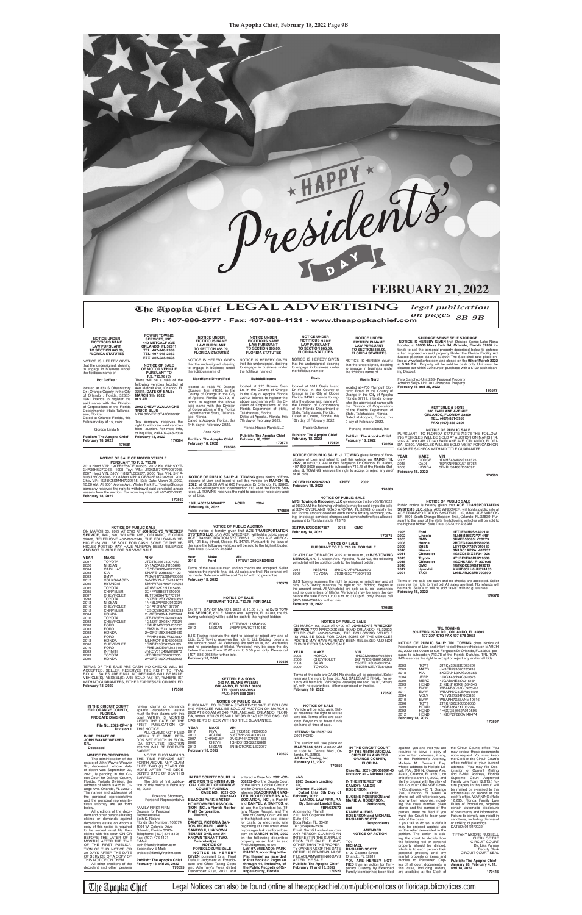# FEBRUARY 21, 2022

HAPPY President's DAY

**The Apopka Chief LEGAL ADVERTISING** *legal publication on pages 8B-9B*

Ph: 407-886-2777 • Fax: 407-889-4121 • www.theapopkachief.com

---

**NOTICE UNDER FICTITIOUS NAME LAW PURSUANT TO SECTION 865.09, FLORIDA STATUTES**

NOTICE IS HEREBY GIVEN that the undersigned, desiring to engage in business under the fictitious name of

**Hot Coffee :**

located at 333 S Observatory Dr : Orange County in the City of Orlando : Florida, 32835-1961 intends to register the said name with the Division of Corporations of the Florida Department of State, Tallahassee, Florida.
Dated at Orlando Florida, this February day of 15, 2022

Gordon Linda N

**Publish: The Apopka Chief February 18, 2022**
**170581**

---

**POWER TOWING SERVICES, INC.**
**440 METCALF AVE ORLANDO, FL 32811 TEL: 407-948-2338 TEL: 407-948-2283 FAX: 407-948-9498**

**NOTICE OF SALE OF MOTOR VEHICLE PURSUANT TO F.S. 713.78 (5)**

There will be a sale of the following vehicles located at 440 Metcalf Ave, Orlando, FL 32811. **DATE OF SALE: MARCH 7th, 2022 at 9 AM**

**2002 CHEVY AVALANCHE TRUCK BLUE**
VIN# 3GNEK13T42G169391

Tow company reserves the right to withdraw said vehicles from auction. For more info, or inquiries, call 407-948-2338
**February 18, 2022**
**170584**

---

**NOTICE UNDER FICTITIOUS NAME LAW PURSUANT TO SECTION 865.09, FLORIDA STATUTES**

NOTICE IS HEREBY GIVEN that the undersigned, desiring to engage in business under the fictitious name of

**NextHome Diversified**

located at 1636 W. Orange Blossom Trail #1038, in the County of Orange in the City of Apopka Florida 32712, intends to register the above said name with the Division of Corporations of the Florida Department of State, Tallahassee, Florida.
Dated at Apopka, Florida, this 14th day of February, 2022.

Anita Kelly

**Publish: The Apopka Chief February 18, 2022**
**170570**

---

**NOTICE UNDER FICTITIOUS NAME LAW PURSUANT TO SECTION 865.09, FLORIDA STATUTES**

NOTICE IS HEREBY GIVEN that the undersigned, desiring to engage in business under the fictitious name of

**BubbleBlooms**

located at 220 Bonnie Glen Ln, in the County of Orange in the City of Apopka Florida 32712, intends to register the above said name with the Division of Corporations of the Florida Department of State, Tallahassee, Florida.
Dated at Apopka, Florida, this 7th day of February, 2022.

Florida House Plants LLC

**Publish: The Apopka Chief February 18, 2022**
**170574**

---

**NOTICE UNDER FICTITIOUS NAME LAW PURSUANT TO SECTION 865.09, FLORIDA STATUTES**

NOTICE IS HEREBY GIVEN that the undersigned, desiring to engage in business under the fictitious name of

**Rexo**

located at 1011 Oasis Island Dr #7103, in the County of Orange in the City of Ocoee Florida 34761 intends to register the above said name with the Division of Corporations of the Florida Department of State, Tallahassee, Florida.
Dated at Ocoee, Florida, this 16th day of February, 2022.

Pablo Gutierrez

**Publish: The Apopka Chief February 18, 2022**
**170594**

---

**NOTICE UNDER FICTITIOUS NAME LAW PURSUANT TO SECTION 865.09, FLORIDA STATUTES**

NOTICE IS HEREBY GIVEN that the undersigned, desiring to engage in business under the fictitious name of

**Worm Nerd**

located at 4700 Plymouth Sorrento Road, in the County of Orange in the City of Apopka Florida 32712, intends to register the above said name with the Division of Corporations of the Florida Department of State, Tallahassee, Florida.
Dated at Apopka, Florida, this 9 day of February, 2022.

Penang International, Inc.

**Publish: The Apopka Chief February 18, 2022**
**170598**

---

**STORAGE SENSE SELF STORAGE**

**NOTICE IS HEREBY GIVEN** that Storage Sense Lake Nona Located at **10906 Moss Park Rd, Orlando, Florida 32832** intends to sell the personal property described below to enforce a lien imposed on said property Under the Florida Facility Act Statute (Section: 83.801-83.809) The Sale shall take place online at www.lockerfox.com and closes on the **9th of March 2022 at 5:30 P.M.**. Property will be sold for cash only. Unit must be cleaned out within 72 hours of purchase with a $100 cash cleaning Deposit.

Felix Sanchez-Unit 233- Personal Property
Adraino Seijo- Unit 701- Personal Property
**Publish: February 18 and 25, 2022**
**170577**

---

**KETTERLE & SONS**
**340 FAIRLANE AVENUE ORLANDO, FLORIDA 32809 TEL: (407) 851-3953 FAX: (407) 888-2891**

**NOTICE OF PUBLIC SALE**

PURSUANT TO FLORIDA STATUTE 713.78 THE FOLLOWING VEHICLES WILL BE SOLD AT AUCTION ON MARCH 14, 2022 AT 8:00 AM AT 340 FAIRLANE AVE. ORLANDO, FLORIDA, 32809. VEHICLES WILL BE SOLD "AS IS" FOR CASH OR CASHIER'S CHECK WITH NO TITLE GUARANTEE.

| YEAR | MAKE | VIN |
|---|---|---|
| 2005 | DODGE | 1D7HE48N95S131375 |
| 2018 | CADI | 1GYKNFRSXJZ185764 |
| 2008 | HONDA | 5FNRL38488B034692 |

**February 18, 2022**
**170593**

---

**NOTICE OF SALE OF MOTOR VEHICLE PURSUANT TO F.S. 713.78**

2013 Hond VIN: 19XFB2F58DE048535. 2017 Kia VIN: 5XYP-G4A39HG270263. 1998 Toyt VIN: JT3GN87R7W0067968. 2007 Hond VIN: 5J6YH18927L005577. 2008 Niss VIN: 5N1A-N08U78C508346. 2008 Merz VIN: 4JGBB22E18A392891. 2017 Chev VIN: 1G1BC5SM4H7222615. Sale Date: March 08, 2022, 10:00 AM. At 3001 Aloma Ave. Winter Park FL. Towing/Storage company reserves the right to withdrawal said vehicle(s) and/or vessels from the auction. For more inquiries call 407-657-7995.
**February 18, 2022**
**170569**

---

**NOTICE OF PUBLIC SALE: JL TOWING** gives Notice of Foreclosure of Lien and intent to sell this vehicle on **MARCH 18, 2022**, at 08:00:00 AM at 605 Ferguson Dr Orlando, FL 32805. 407-802-8600 pursuant to subsection 713.78 of the Florida Statutes. JL TOWING reserves the right to accept or reject any and/or all bids.

**19UUA66234A060477 ACUR 2004**
**February 18, 2022**
**170580**

---

**NOTICE OF PUBLIC SALE: JL TOWING** gives Notice of Foreclosure of Lien and intent to sell this vehicle on **MARCH 18, 2022**, at 08:00:00 AM at 605 Ferguson Dr Orlando, FL 32805. 407-802-8600 pursuant to subsection 713.78 of the Florida Statutes. JL TOWING reserves the right to accept or reject any and/or all bids.

**2G1WX15K029267260 CHEV 2002**
**February 18, 2022**
**170583**

---

**NOTICE OF PUBLIC SALE**

**M/Sl Towing & Recovery, LLC** gives notice that on 03/18/2022 at 08:30 AM the following vehicle(s) may be sold by public sale at 3274 OVERLAND ROAD APOPKA, FL 32703 to satisfy the lien for the amount owed on each vehicle for any recovery, towing, or storage services charges and administrative fees allowed pursuant to Florida statute 713.78.

**3GTP2VE73DG197887 2013 GMC**
**February 18, 2022**
**170575**

---

**NOTICE OF PUBLIC SALE**

Public notice is hereby given that **ACE TRANSPORTATION SYSTEMS LLC**, d/b/a ACE WRECKER, will hold a public sale at ACE TRANSPORTATION SYSTEMS LLC, d/b/a ACE WRECKER, 5601 South Orange Blossom Trail, Orlando, FL 32809. Pursuant to the laws of the state the following vehicles will be sold to the highest bidder. Sale Date: 3/2/2022 At 8AM

| | | |
|---|---|---|
| 1995 | Ford | 1FTJE34H9SHA92141 |
| 2002 | Lincoln | 1LNHM86S72Y714481 |
| 2005 | BMW | 5UXFB53585LV20279 |
| 2008 | Honda | 2HGFG12968H500238 |
| 2009 | SHEN | L8YTCKPY79Y010180 |
| 2010 | Nissan | 3N1BC1AP2AL407732 |
| 2011 | Chevrolet | 1G1ZD5E1XBF341926 |
| 2013 | Toyota | 4T1BF1FK0DU719538 |
| 2015 | Chevrolet | 1GCHSAEA1F1207925 |
| 2016 | GMC | 1GTG5CE34G1109019 |
| 2017 | Hyundai | KMHD35LH6HU374183 |
| 2021 | TAOI | L9NLARJC6M1700890 |

Terms of the sale are cash and no checks are accepted. Seller reserves the right to final bid. All sales are final. No refunds will be made. Auto sale will be sold "as-is" with no guarantee.
**February 18, 2022**
**170578**

---

**NOTICE OF PUBLIC SALE**

ON MARCH 03, 2022 AT 0700 AT **JOHNSON'S WRECKER SERVICE, INC.**, 580 WILMER AVE., ORLANDO, FLORIDA 32808, TELEPHONE 407-293-2540, THE FOLLOWING VEHICLE (S) WILL BE SOLD FOR CASH. SOME OF THE VEHICLES POSTED MAY HAVE ALREADY BEEN RELEASED AND NOT ELIGIBLE FOR SALVAGE SALE.

| YEAR | MAKE | VIN# |
|---|---|---|
| 2007 | TOYOTA | JTDJT923875097063 |
| 2020 | NISSAN | 5N1AZ2AJ5LN135698 |
| 2004 | CADILLAC | 1GYEE637840122535 |
| 2008 | KIA | KNAFE122885534102 |
| 2009 | BMW | WBAPH77529NM50689 |
| 2012 | VOLKSWAGEN | 3VWDX7AJ1CM314672 |
| 2005 | HYUNDAI | KMHWF35H95A104363 |
| 2005 | TOYOTA | 4T1BE32K75U015486 |
| 2005 | CHRYSLER | 3C4FY58B65T610095 |
| 2007 | CHEVROLET | KL1TD66647B775794 |
| 1998 | TOYOTA | 1NXBR12EXWZ050852 |
| 2013 | NISSAN | 1N4BL3AP6DC310324 |
| 2010 | CHEVROLET | 1G1AF5F5XA7187797 |
| 2012 | CHRYSLER | 1C3CCBBG8CN256238 |
| 2004 | HONDA | 2HGES26834H525934 |
| 2010 | TOYOTA | JTEJW3EH0A2043368 |
| 2003 | CHEVROLET | 1GNDT13X83K179324 |
| 2008 | FORD | 1FAHP24W78G155775 |
| 2003 | FORD | 1FMZU67E73UA18228 |
| 2008 | HONDA | 2HGFG12858H528439 |
| 2007 | FORD | 1FAHP35N07W327887 |
| 2013 | HONDA | MLHMC4104D5300578 |
| 2006 | CHEVROLET | 1GNDT13S562349185 |
| 2010 | FORD | 1FMEU6DE6AUA13196 |
| 2009 | INFINITI | JNKCV61E49M012670 |
| 2003 | TOYOTA | JTDBR32E530027305 |
| 2009 | HONDA | 2HGFG12K99H533023 |

TERMS OF THE SALE ARE CASH. NO CHECKS WILL BE ACCEPTED. SELLER RESERVES THE RIGHT TO FINAL BID. ALL SALES ARE FINAL. NO REFUNDS WILL BE MADE. VEHICLE(S)/ VESSEL(S) ARE SOLD "AS IS", "WHERE IS", WITH NO GUARANTEES, EITHER EXPRESSED OR IMPLIED.
**February 18, 2022**
**170591**

---

**NOTICE OF PUBLIC AUCTION**

Public notice is hereby given that **ACE TRANSPORTATION SYSTEMS LLC**, d/b/a ACE WRECKER, will hold a public sale at ACE TRANSPORTATION SYSTEMS LLC, d/b/a ACE WRECKER, 101 Bay Street, Ocoee, FL 34761. Pursuant to the laws of the state the following vehicles will be sold to the highest bidder. Sale Date: 3/2/2022 At 8AM

| Year | Make | VIN |
|---|---|---|
| 2016 | Ford | 1FTEW1C89GKE04893 |

Terms of the sale are cash and no checks are accepted. Seller reserves the right to final bid. All sales are final. No refunds will be made. Auto sale will be sold "as is" with no guarantee.
**February 18, 2022**
**170579**

---

**NOTICE OF SALE PURSUANT TO F.S. 713.78 FOR SALE**

On 11TH DAY OF MARCH, 2022 at 10:00 a.m., at **BJ'S TOWING SERVICE**, 670 E. Mason Ave., Apopka, FL 32703, the following vehicle(s) will be sold for cash to the highest bidder:

| | | |
|---|---|---|
| 2001 | FORD | 1FTRW07L11KB46399 |
| 2012 | NISSAN | JN8AF5MV0CT110480 |

BJ'S Towing reserves the right to accept or reject any and all bids. BJ'S Towing reserves the right to bid. Bidding begins at the amount owed. All Vehicle(s) are sold as is, no warranties and no guarantees of title(s). Vehicle(s) may be seen the day before the sale From 10:00 a.m. to 3:00 p.m. only. Please call (407) 886-0568 for further info.
**February 18, 2022**
**170586**

---

**NOTICE OF SALE PURSUANT TO F.S. 713.78 FOR SALE**

On 4TH DAY OF MARCH, 2022 at 10:00 a.m., at **BJ'S TOWING SERVICE**, 670 E. Mason Ave., Apopka, FL 32703, the following vehicle(s) will be sold for cash to the highest bidder:

| | | |
|---|---|---|
| 2015 | NISSAN | 3N1CN7AP5FL800570 |
| 2007 | TOYOTA | 5TDBK23C77S004736 |

BJ'S Towing reserves the right to accept or reject any and all bids. BJ'S Towing reserves the right to bid. Bidding begins at the amount owed. All Vehicle(s) are sold as is, no warranties and no guarantees of title(s). Vehicle(s) may be seen the day before the sale From 10:00 a.m. to 3:00 p.m. only. Please call (407) 886-0568 for further info.
**February 18, 2022**
**170585**

---

**NOTICE OF PUBLIC SALE**

ON MARCH 03, 2022 AT 0700 AT **JOHNSON'S WRECKER SERVICE** 7777 NARCOOSSEE ROAD ORLANDO, FL 32822, TELEPHONE 407-293-2540, THE FOLLOWING VEHICLE (S) WILL BE SOLD FOR CASH. SOME OF THE VEHICLES POSTED MAY HAVE ALREADY BEEN RELEASED AND NOT ELIGIBLE FOR SALVAGE SALE.

| YEAR | MAKE | VIN |
|---|---|---|
| 2005 | HONDA | 1HGCM66585A056891 |
| 2006 | CHEVROLET | 2G1WT58K869158573 |
| 2006 | SAAB | YS3ET135082802154 |
| 2000 | TOYOTA | 1NXBR12E9YZ354368 |

Terms of the sale are CASH. No checks will be accepted. Seller reserves the right to final bid. ALL SALES ARE FINAL. No refunds will be made. Vehicle(s)/ vessel(s) are sold "as is", "where is", with no guarantees, either expressed or implied.
**February 18, 2022**
**170590**

---

**TRL TOWING**
**605 FERGUSON DR., ORLANDO, FL 32805 407-207-4790 FAX 407-578-3052**

**NOTICE OF PUBLIC SALE: TRL TOWING** gives Notice of Foreclosure of Lien and intent to sell these vehicles on MARCH 20, 2022 at 8:00 am at 605 Ferguson Dr. Orlando, FL 32805, pursuant to subsection 713.78 of the Florida Statutes. TRL TOWING reserves the right to accept or reject any and/or all bids.

| | | |
|---|---|---|
| 2003 | TOYT | 2T1KY32E93C053695 |
| 2009 | MAZD | JM3ER293690235639 |
| 2018 | KIA | 5XXGU4L3XJG205356 |
| 2004 | JEEP | 1J4GX48N94C370678 |
| 2000 | MERZ | 4JGAB54E3YA210164 |
| 2003 | HOND | 2HGES16603H584345 |
| 2012 | BMW | WBAKB8C57CC965267 |
| 2011 | BMW | WBAPH7C59BA801106 |
| 2004 | VOLV | YV1VS27534F065838 |
| 2010 | BMW | WBAPH7C59AA049816 |
| 2006 | TOYT | 2T1KR32E96C556055 |
| 1999 | HOND | 1HGEJ8647XL032949 |
| 2002 | HOND | 1HGCG56662A010595 |
| 2012 | HOND | 1HGCP2F68CA140474 |

**February 18, 2022**
**170597**

---

**KETTERLE & SONS**
**340 FAIRLANE AVENUE ORLANDO, FLORIDA 32809 TEL: (407) 851-3953 FAX: (407) 888-2891**

**NOTICE OF PUBLIC SALE**

PURSUANT TO FLORIDA STATUTE 713.78 THE FOLLOWING VEHICLES WILL BE SOLD AT AUCTION ON MARCH 8, 2022 AT 8:00 AM AT 340 FAIRLANE AVE. ORLANDO, FLORIDA, 32809. VEHICLES WILL BE SOLD "AS IS" FOR CASH OR CASHIER'S CHECK WITH NO TITLE GUARANTEE.

| YEAR | MAKE | VIN |
|---|---|---|
| 2017 | KIYA | LEHTC6162HR000035 |
| 2010 | ACURA | 5J8TB2H20AA000973 |
| 2007 | CHRYSLER | 2A4GP44R57R361558 |
| 2002 | CHEVY | 1GNDS13S022292869 |
| 2012 | NISSAN | 3N1BC1CP3CL372067 |

**February 18, 2022**
**170592**

---

**NOTICE OF SALE**

Vehicle will be sold, as is. Seller reserves the right to refuse any bid. Terms of bid are cash only. Buyer must have funds on hand at time of sale.

**1FTNW21S81EC57122**
**2001 FORD**

The auction will take place on **MARCH 04, 2022** at 08:00 AM at 1331 W. Central Blvd., Orlando, FL 32805.
**All Auto Towing, Inc.**
**February 18, 2022**
**170559**

---

**IN THE CIRCUIT COURT FOR ORANGE COUNTY, FLORIDA PROBATE DIVISION**

**File No. 2022-CP-419**
**Division 1**

**IN RE: ESTATE OF JOHN WAYNE WEAVER SR.,**
**Deceased.**

**NOTICE TO CREDITORS**

The administration of the estate of John Wayne Weaver Sr., deceased, whose date of death was September 23, 2021, is pending in the Circuit Court for Orange County, Florida, Probate Division, the address of which is 425 N. Orange Ave. Orlando, FL 32801. The names and addresses of the personal representative and the personal representative's attorney are set forth below.

All creditors of the decedent and other persons having claims or demands against decedent's estate on whom a copy of this notice is required to be served must file their claims with this court ON OR BEFORE THE LATER OF 3 MONTHS AFTER THE TIME OF THE FIRST PUBLICATION OF THIS NOTICE OR 30 DAYS AFTER THE DATE OF SERVICE OF A COPY OF THIS NOTICE ON THEM.

All other creditors of the decedent and other persons having claims or demands against decedent's estate must file their claims with this court WITHIN 3 MONTHS AFTER THE DATE OF THE FIRST PUBLICATION OF THIS NOTICE.

ALL CLAIMS NOT FILED WITHIN THE TIME PERIODS SET FORTH IN FLORIDA STATUTES SECTION 733.702 WILL BE FOREVER BARRED.

NOTWITHSTANDING THE TIME PERIODS SET FORTH ABOVE, ANY CLAIM FILED TWO (2) YEARS OR MORE AFTER THE DECEDENT'S DATE OF DEATH IS BARRED.

The date of first publication of this notice is February 18, 2022.

Roxanne Shortnacy,
Personal Representative

FAMILY FIRST FIRM
Counsel for Personal Representative
Beth K. Roland
Florida Bar Number: 103674
1901 W. Colonial Drive
Orlando, Florida 32804
Telephone: (407) 574-8125
Fax: (407) 476-1101
E-Mail:
beth@familyfirstfirm.com
Secondary E-Mail:
probate@familyfirstfirm.com

**Publish: The Apopka Chief February 18 and 25, 2022**
**170595**

---

**IN THE COUNTY COURT IN AND FOR THE NINTH JUDICIAL CIRCUIT OF ORANGE COUNTY FLORIDA**
**CASE NO.: 2021-CC-008232-O**

**BEACON PARK MASTER HOMEOWNERS ASSOCIATION, INC., a Florida Not for Profit Corporation,**
**Plaintiff,**
**vs.**
**DANYEL VICTORIA SANTOS, MICHAEL JAMES SANTOS II, UNKNOWN TENANT ONE, and UNKNOWN TENANT TWO,**
**Defendant(s)**

**NOTICE OF FORECLOSURE SALE**

**NOTICE IS HEREBY GIVEN** pursuant to a Final Default Judgment of Foreclosure and Order Taxing Costs and Attorney's Fees dated December 21st, 2021 and entered in Case No.: **2021-CC-008232-O** of the County Court of the Ninth Judicial Circuit in and for Orange County, Florida, wherein **BEACON PARK MASTER HOMEOWNERS ASSOCIATION, INC.**, is Plaintiff, and **DANYEL V. SANTOS, et al**, are the Defendant (s), Tiffany Moore Russell, and The Clerk of County Court will sell to the highest and best bidder for cash, by electronic sale beginning at 11:00 am at www.myorangeclerk.realforeclose.com on **MARCH 16TH, 2022** on the following described property as set forth in said Final Judgment, to wit:

**Lot 107, of BEACON PARK PHASE 3, according to the Plat thereof as recorded in Plat Book 82, Page 40 through 44, inclusive, of the Public Records of Orange County, Florida.**

**s/k/a:**
**2020 Beacon Landing Cir.**
**Orlando, FL 32824**
**Dated this 8th Day of February 2022.**
**LANDOL LAW FIRM, P.A**
**By: Samuel Landol, Esq. FBN:637572**
Attorney for Plaintiff
2101 NW Corporate Blvd
Suite 410
Boca Raton FL 33431
Tel: (954)406-2926
Email: Sam@Landol-Law.com

ANY PERSON CLAIMING AN INTEREST IN THE SURPLUS FROM THE SALE, IF ANY, OTHER THAN THE PROPERTY OWNER AS OF THE DATE OF THE LIS PENDENS, MUST FILE A CLAIM WITHIN 60 DAYS AFTER THE SALE.

**Publish: The Apopka Chief February 11 and 18, 2022**
**170520**

---

**IN THE CIRCUIT COURT OF THE NINTH JUDICIAL CIRCUIT, IN AND FOR ORANGE COUNTY, FLORIDA**

**Case No: 2021-DR-008991-O**
**Division: 31 – Michael Deen**

**IN THE INTEREST OF:**
**KAMDYN ALEXIS ROBERSON,**
**a Child,**
**EUGENE ROBERSON and MARIA A. ROBERSON,**
**Petitioners,**
**and**
**KAMBIE ALEXIS ROBERSON and MICHAEL RASHARD SCOTT,**
**Respondents.**

**AMENDED NOTICE OF ACTION**

TO:
**MICHAEL RASHARD SCOTT**
5127 Casetta Street
Orlando, FL 32819

**YOU ARE HEREBY NOTIFIED** that an action for Temporary Custody by Extended Family Member has been filed against you and that you are required to serve a copy of your written defenses, if any, to the Petitioner's Attorney, Michele M. Bernard, Esq. whose address is Holistic Legal, P.A., 390 N. Orange Ave. #2300, Orlando, FL 32801, on or before March 17, 2022, and file the original with the clerk of this Court at: ORANGE County Courthouse, 425 N. Orange Ave., Orlando, FL 32801. A phone call will not protect you. Your written response, including the case number given above and the names of the parties, must be filed if you want the Court to hear your side of the case.

If you fail to do so, a default may be entered against you for the relief demanded in the petition. The action is asking the court to decide how the following real or personal property should be divided: which is to each person their personal property and any marital property or items and monies to Petitioner. Copies of all court documents in this case, including orders, are available at the Clerk of the Circuit Court's office. You may review these documents upon request. You must keep the Clerk of the Circuit Court's office notified of your current address. (You may file Designation of Current Mailing and E-mail Address, Florida Supreme Court Approved Family Law Form 12.915.) Future papers in this lawsuit will be mailed or e-mailed to the address(es) on record at the clerk's office. WARNING: Rule 12.285, Florida Family Law Rules of Procedure, requires certain automatic disclosure of documents and information. Failure to comply can result in sanctions, including dismissal or striking of pleadings.
DATED: 01/21/2022

TIFFANY MOORE RUSSELL
CLERK OF THE
CIRCUIT COURT
By: Lisa Varney
Deputy Clerk
CIRCUIT COURT SEAL

**Publish: The Apopka Chief January 28, February 4, 11, and 18, 2022**
**170445**

---

Legal Notices can also be found online at theapopkachief.com/public-notices or floridapublicnotices.com